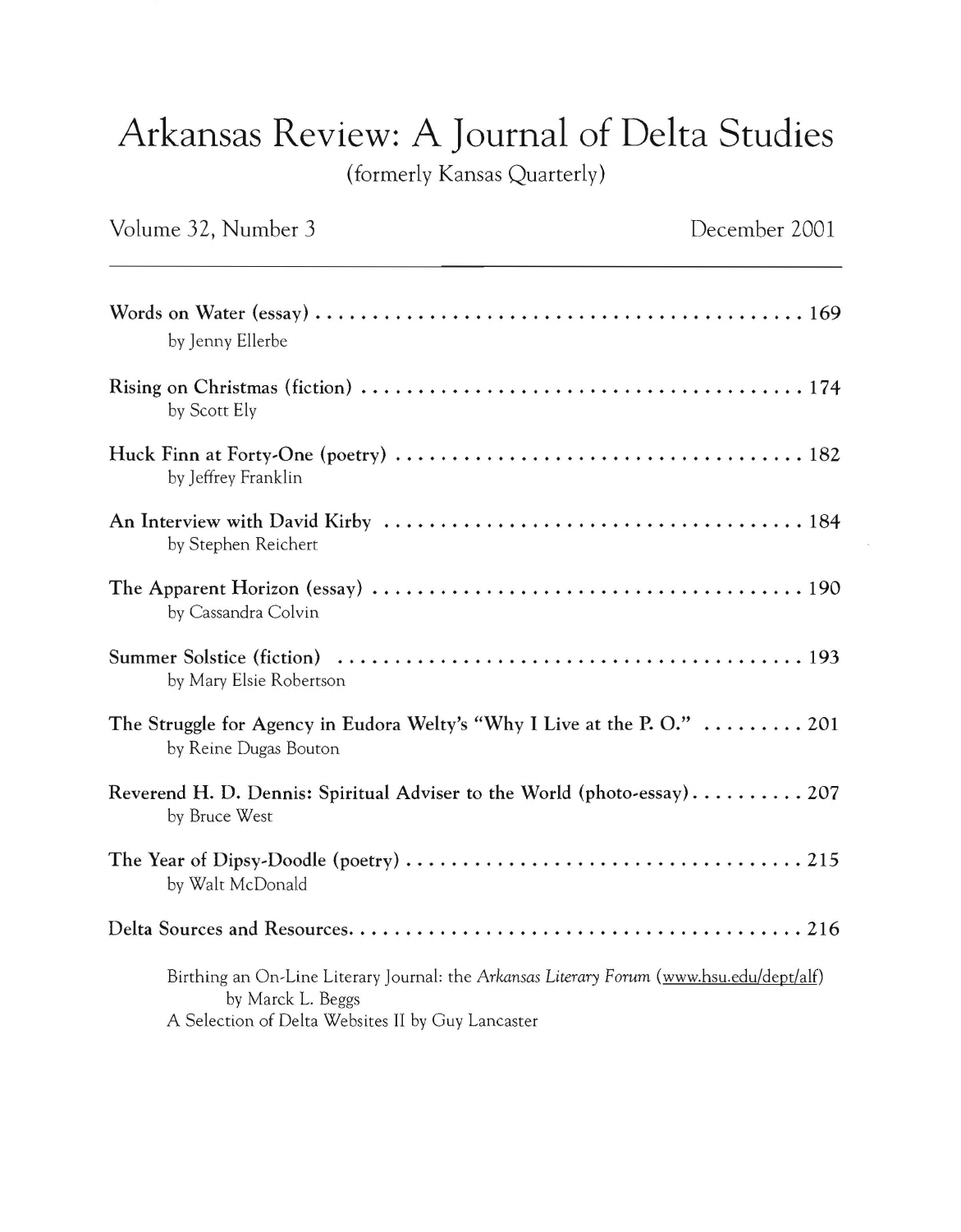# Arkansas Review: A Journal of Delta Studies

(formerly Kansas Quarterly)

Volume 32, Number 3 December 2001

---

**Words on Water (essay)** . . . . . . . . . . . . . . . . . . . . . . . . . . . . . . . . . . . . . . . . . . . 169
by Jenny Ellerbe

**Rising on Christmas (fiction)** . . . . . . . . . . . . . . . . . . . . . . . . . . . . . . . . . . . . . . . 174
by Scott Ely

**Huck Finn at Forty-One (poetry)** . . . . . . . . . . . . . . . . . . . . . . . . . . . . . . . . . . . 182
by Jeffrey Franklin

**An Interview with David Kirby** . . . . . . . . . . . . . . . . . . . . . . . . . . . . . . . . . . . . . 184
by Stephen Reichert

**The Apparent Horizon (essay)** . . . . . . . . . . . . . . . . . . . . . . . . . . . . . . . . . . . . . . 190
by Cassandra Colvin

**Summer Solstice (fiction)** . . . . . . . . . . . . . . . . . . . . . . . . . . . . . . . . . . . . . . . . . 193
by Mary Elsie Robertson

**The Struggle for Agency in Eudora Welty's "Why I Live at the P. O."** . . . . . . . . . 201
by Reine Dugas Bouton

**Reverend H. D. Dennis: Spiritual Adviser to the World (photo-essay)** . . . . . . . . . . 207
by Bruce West

**The Year of Dipsy-Doodle (poetry)** . . . . . . . . . . . . . . . . . . . . . . . . . . . . . . . . . . 215
by Walt McDonald

**Delta Sources and Resources** . . . . . . . . . . . . . . . . . . . . . . . . . . . . . . . . . . . . . . . 216

Birthing an On-Line Literary Journal: the *Arkansas Literary Forum* (www.hsu.edu/dept/alf)
by Marck L. Beggs
A Selection of Delta Websites II by Guy Lancaster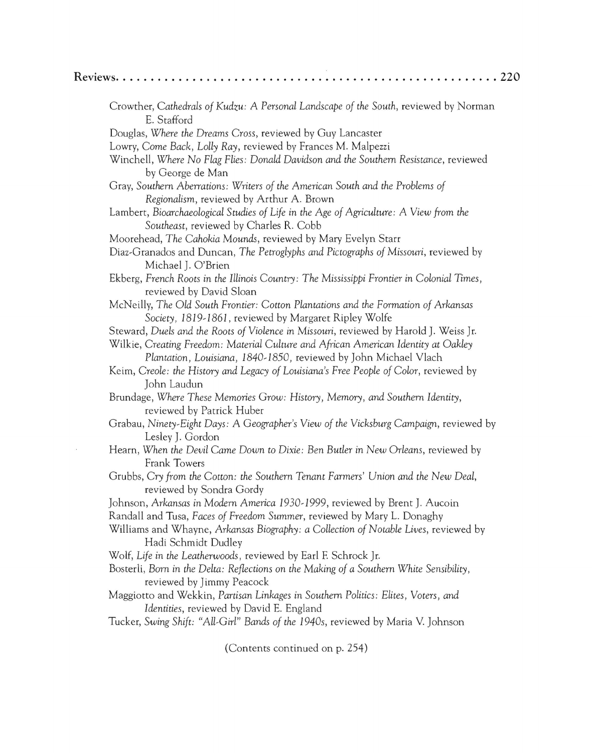**Reviews. . . . . . . . . . . . . . . . . . . . . . . . . . . . . . . . . . . . . . . . . . . . . . . . . 220**

Crowther, *Cathedrals of Kudzu: A Personal Landscape of the South*, reviewed by Norman E. Stafford

Douglas, *Where the Dreams Cross*, reviewed by Guy Lancaster

Lowry, *Come Back, Lolly Ray*, reviewed by Frances M. Malpezzi

Winchell, *Where No Flag Flies: Donald Davidson and the Southern Resistance*, reviewed by George de Man

Gray, *Southern Aberrations: Writers of the American South and the Problems of Regionalism*, reviewed by Arthur A. Brown

Lambert, *Bioarchaeological Studies of Life in the Age of Agriculture: A View from the Southeast*, reviewed by Charles R. Cobb

Moorehead, *The Cahokia Mounds*, reviewed by Mary Evelyn Starr

Diaz-Granados and Duncan, *The Petroglyphs and Pictographs of Missouri*, reviewed by Michael J. O'Brien

Ekberg, *French Roots in the Illinois Country: The Mississippi Frontier in Colonial Times*, reviewed by David Sloan

McNeilly, *The Old South Frontier: Cotton Plantations and the Formation of Arkansas Society, 1819-1861*, reviewed by Margaret Ripley Wolfe

Steward, *Duels and the Roots of Violence in Missouri*, reviewed by Harold J. Weiss Jr.

Wilkie, *Creating Freedom: Material Culture and African American Identity at Oakley Plantation, Louisiana, 1840-1850*, reviewed by John Michael Vlach

Keim, *Creole: the History and Legacy of Louisiana's Free People of Color*, reviewed by John Laudun

Brundage, *Where These Memories Grow: History, Memory, and Southern Identity*, reviewed by Patrick Huber

Grabau, *Ninety-Eight Days: A Geographer's View of the Vicksburg Campaign*, reviewed by Lesley J. Gordon

Hearn, *When the Devil Came Down to Dixie: Ben Butler in New Orleans*, reviewed by Frank Towers

Grubbs, *Cry from the Cotton: the Southern Tenant Farmers' Union and the New Deal*, reviewed by Sondra Gordy

Johnson, *Arkansas in Modern America 1930-1999*, reviewed by Brent J. Aucoin

Randall and Tusa, *Faces of Freedom Summer*, reviewed by Mary L. Donaghy

Williams and Whayne, *Arkansas Biography: a Collection of Notable Lives*, reviewed by Hadi Schmidt Dudley

Wolf, *Life in the Leatherwoods*, reviewed by Earl F. Schrock Jr.

Bosterli, *Born in the Delta: Reflections on the Making of a Southern White Sensibility*, reviewed by Jimmy Peacock

Maggiotto and Wekkin, *Partisan Linkages in Southern Politics: Elites, Voters, and Identities*, reviewed by David E. England

Tucker, *Swing Shift: "All-Girl" Bands of the 1940s*, reviewed by Maria V. Johnson

(Contents continued on p. 254)